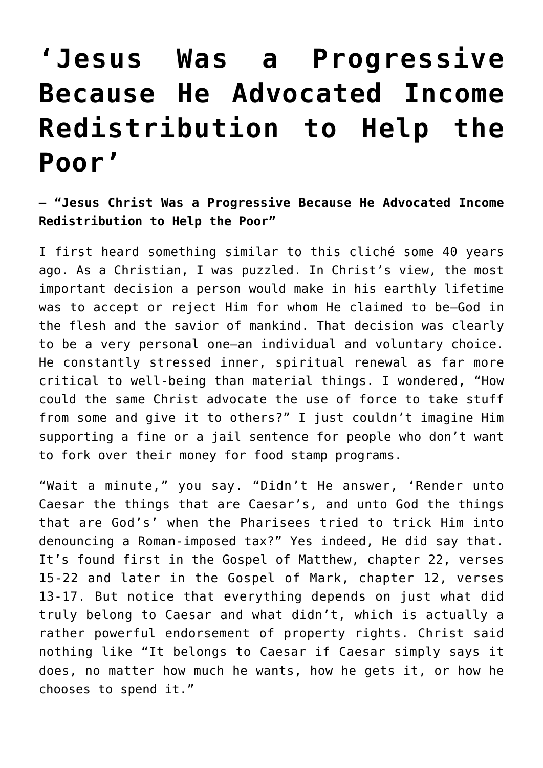# ‘Jesus Was a Progressive Because He Advocated Income Redistribution to Help the Poor’

**— “Jesus Christ Was a Progressive Because He Advocated Income Redistribution to Help the Poor”**

I first heard something similar to this cliché some 40 years ago. As a Christian, I was puzzled. In Christ’s view, the most important decision a person would make in his earthly lifetime was to accept or reject Him for whom He claimed to be—God in the flesh and the savior of mankind. That decision was clearly to be a very personal one—an individual and voluntary choice. He constantly stressed inner, spiritual renewal as far more critical to well-being than material things. I wondered, “How could the same Christ advocate the use of force to take stuff from some and give it to others?” I just couldn’t imagine Him supporting a fine or a jail sentence for people who don’t want to fork over their money for food stamp programs.

“Wait a minute,” you say. “Didn’t He answer, ‘Render unto Caesar the things that are Caesar’s, and unto God the things that are God’s’ when the Pharisees tried to trick Him into denouncing a Roman-imposed tax?” Yes indeed, He did say that. It’s found first in the Gospel of Matthew, chapter 22, verses 15-22 and later in the Gospel of Mark, chapter 12, verses 13-17. But notice that everything depends on just what did truly belong to Caesar and what didn’t, which is actually a rather powerful endorsement of property rights. Christ said nothing like “It belongs to Caesar if Caesar simply says it does, no matter how much he wants, how he gets it, or how he chooses to spend it.”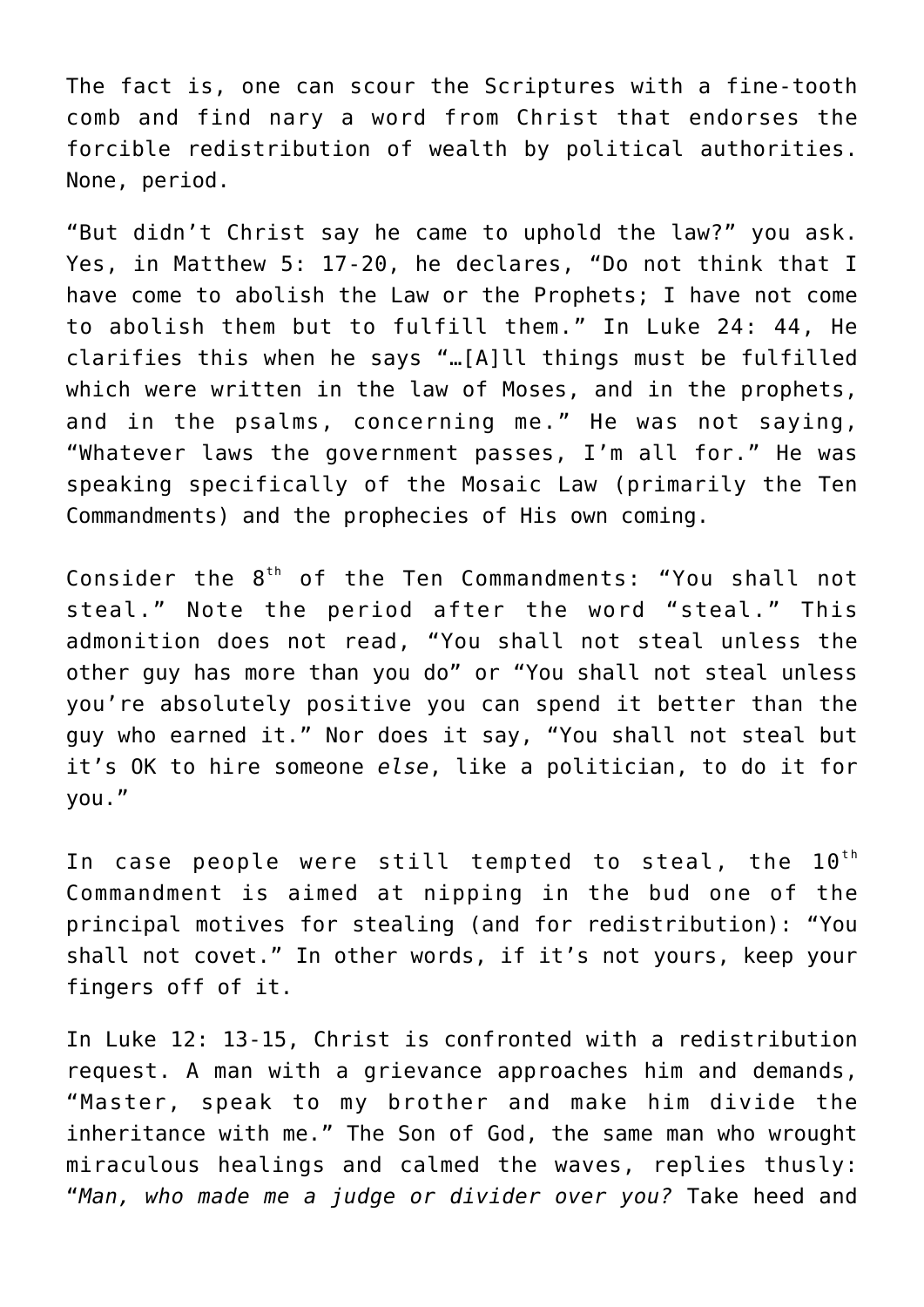The fact is, one can scour the Scriptures with a fine-tooth comb and find nary a word from Christ that endorses the forcible redistribution of wealth by political authorities. None, period.

"But didn't Christ say he came to uphold the law?" you ask. Yes, in Matthew 5: 17-20, he declares, "Do not think that I have come to abolish the Law or the Prophets; I have not come to abolish them but to fulfill them." In Luke 24: 44, He clarifies this when he says "…[A]ll things must be fulfilled which were written in the law of Moses, and in the prophets, and in the psalms, concerning me." He was not saying, "Whatever laws the government passes, I'm all for." He was speaking specifically of the Mosaic Law (primarily the Ten Commandments) and the prophecies of His own coming.

Consider the 8th of the Ten Commandments: "You shall not steal." Note the period after the word "steal." This admonition does not read, "You shall not steal unless the other guy has more than you do" or "You shall not steal unless you're absolutely positive you can spend it better than the guy who earned it." Nor does it say, "You shall not steal but it's OK to hire someone *else*, like a politician, to do it for you."

In case people were still tempted to steal, the 10th Commandment is aimed at nipping in the bud one of the principal motives for stealing (and for redistribution): "You shall not covet." In other words, if it's not yours, keep your fingers off of it.

In Luke 12: 13-15, Christ is confronted with a redistribution request. A man with a grievance approaches him and demands, "Master, speak to my brother and make him divide the inheritance with me." The Son of God, the same man who wrought miraculous healings and calmed the waves, replies thusly: "*Man, who made me a judge or divider over you?* Take heed and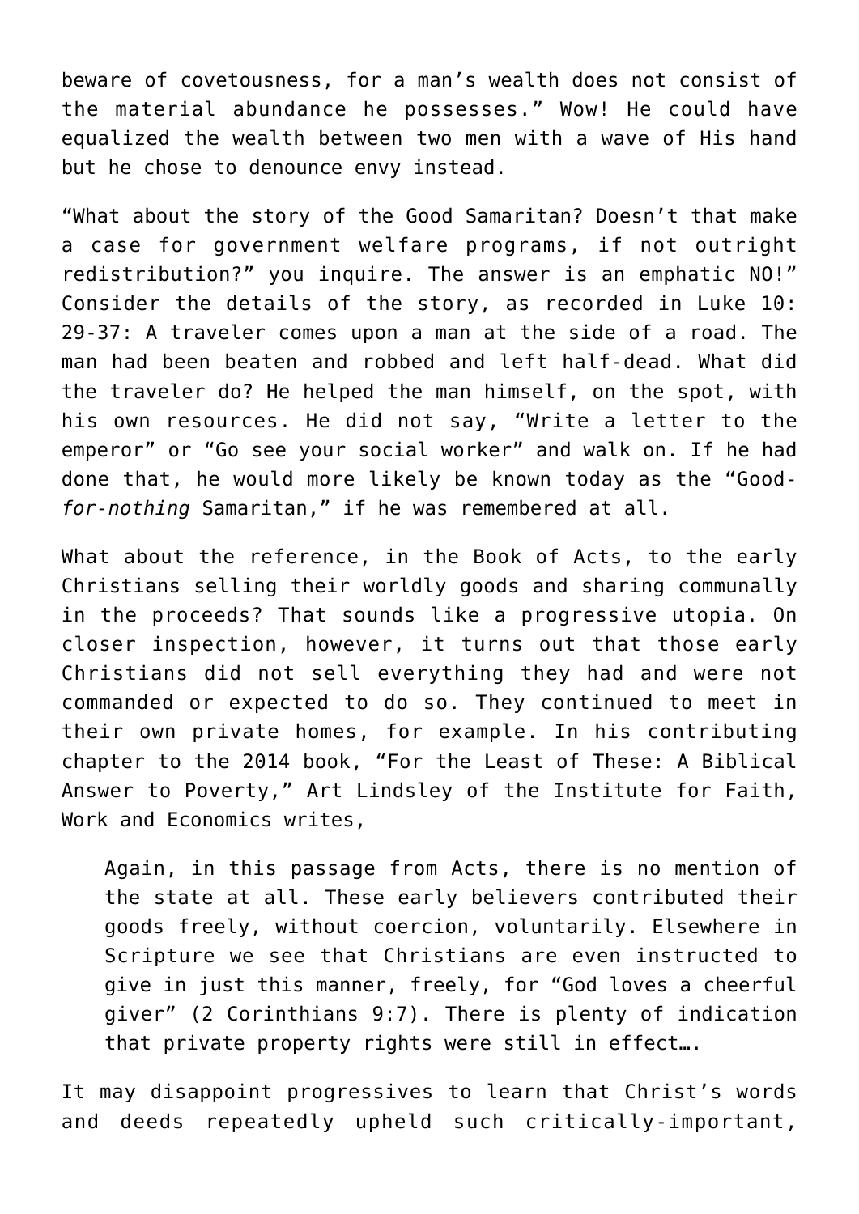beware of covetousness, for a man's wealth does not consist of the material abundance he possesses." Wow! He could have equalized the wealth between two men with a wave of His hand but he chose to denounce envy instead.

"What about the story of the Good Samaritan? Doesn't that make a case for government welfare programs, if not outright redistribution?" you inquire. The answer is an emphatic NO!" Consider the details of the story, as recorded in Luke 10: 29-37: A traveler comes upon a man at the side of a road. The man had been beaten and robbed and left half-dead. What did the traveler do? He helped the man himself, on the spot, with his own resources. He did not say, "Write a letter to the emperor" or "Go see your social worker" and walk on. If he had done that, he would more likely be known today as the "Good-*for-nothing* Samaritan," if he was remembered at all.

What about the reference, in the Book of Acts, to the early Christians selling their worldly goods and sharing communally in the proceeds? That sounds like a progressive utopia. On closer inspection, however, it turns out that those early Christians did not sell everything they had and were not commanded or expected to do so. They continued to meet in their own private homes, for example. In his contributing chapter to the 2014 book, "For the Least of These: A Biblical Answer to Poverty," Art Lindsley of the Institute for Faith, Work and Economics writes,

> Again, in this passage from Acts, there is no mention of the state at all. These early believers contributed their goods freely, without coercion, voluntarily. Elsewhere in Scripture we see that Christians are even instructed to give in just this manner, freely, for "God loves a cheerful giver" (2 Corinthians 9:7). There is plenty of indication that private property rights were still in effect….

It may disappoint progressives to learn that Christ's words and deeds repeatedly upheld such critically-important,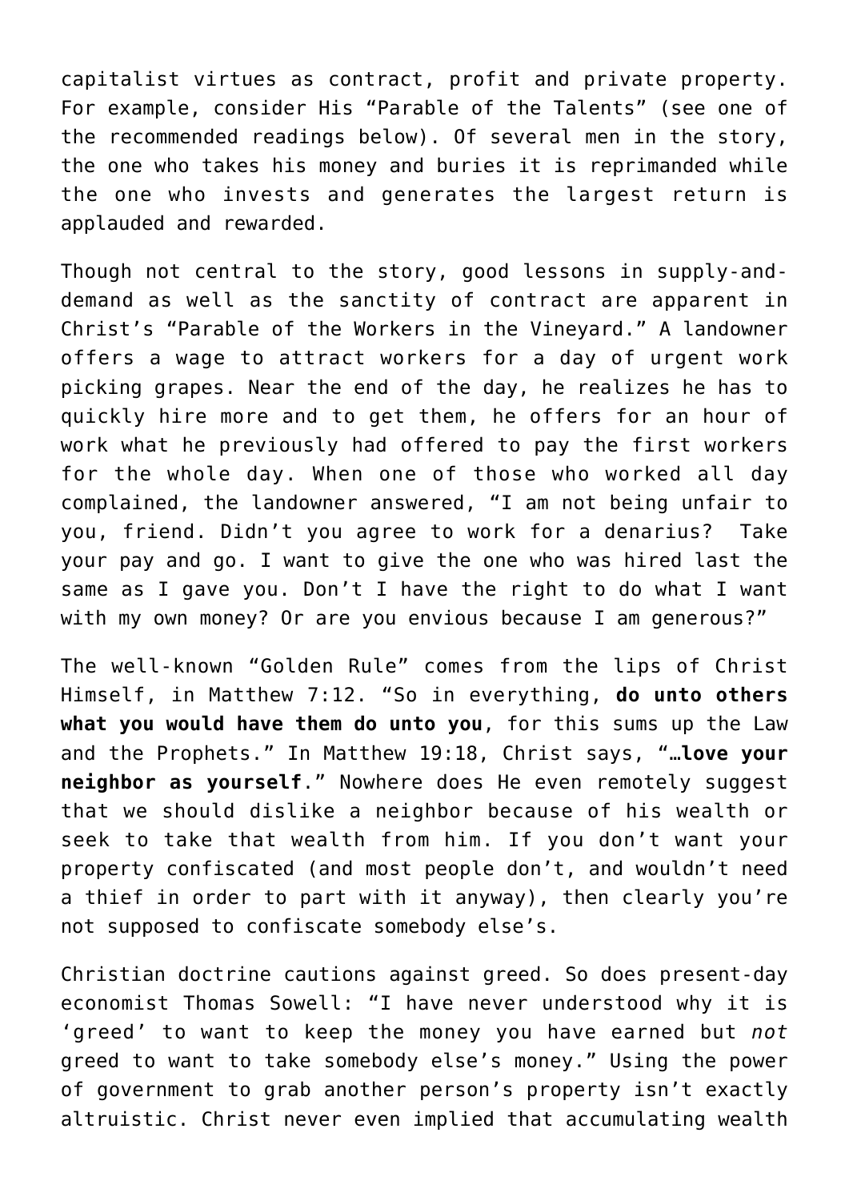capitalist virtues as contract, profit and private property. For example, consider His "Parable of the Talents" (see one of the recommended readings below). Of several men in the story, the one who takes his money and buries it is reprimanded while the one who invests and generates the largest return is applauded and rewarded.

Though not central to the story, good lessons in supply-and-demand as well as the sanctity of contract are apparent in Christ's "Parable of the Workers in the Vineyard." A landowner offers a wage to attract workers for a day of urgent work picking grapes. Near the end of the day, he realizes he has to quickly hire more and to get them, he offers for an hour of work what he previously had offered to pay the first workers for the whole day. When one of those who worked all day complained, the landowner answered, "I am not being unfair to you, friend. Didn't you agree to work for a denarius? Take your pay and go. I want to give the one who was hired last the same as I gave you. Don't I have the right to do what I want with my own money? Or are you envious because I am generous?"

The well-known "Golden Rule" comes from the lips of Christ Himself, in Matthew 7:12. "So in everything, **do unto others what you would have them do unto you**, for this sums up the Law and the Prophets." In Matthew 19:18, Christ says, "…**love your neighbor as yourself**." Nowhere does He even remotely suggest that we should dislike a neighbor because of his wealth or seek to take that wealth from him. If you don't want your property confiscated (and most people don't, and wouldn't need a thief in order to part with it anyway), then clearly you're not supposed to confiscate somebody else's.

Christian doctrine cautions against greed. So does present-day economist Thomas Sowell: "I have never understood why it is 'greed' to want to keep the money you have earned but *not* greed to want to take somebody else's money." Using the power of government to grab another person's property isn't exactly altruistic. Christ never even implied that accumulating wealth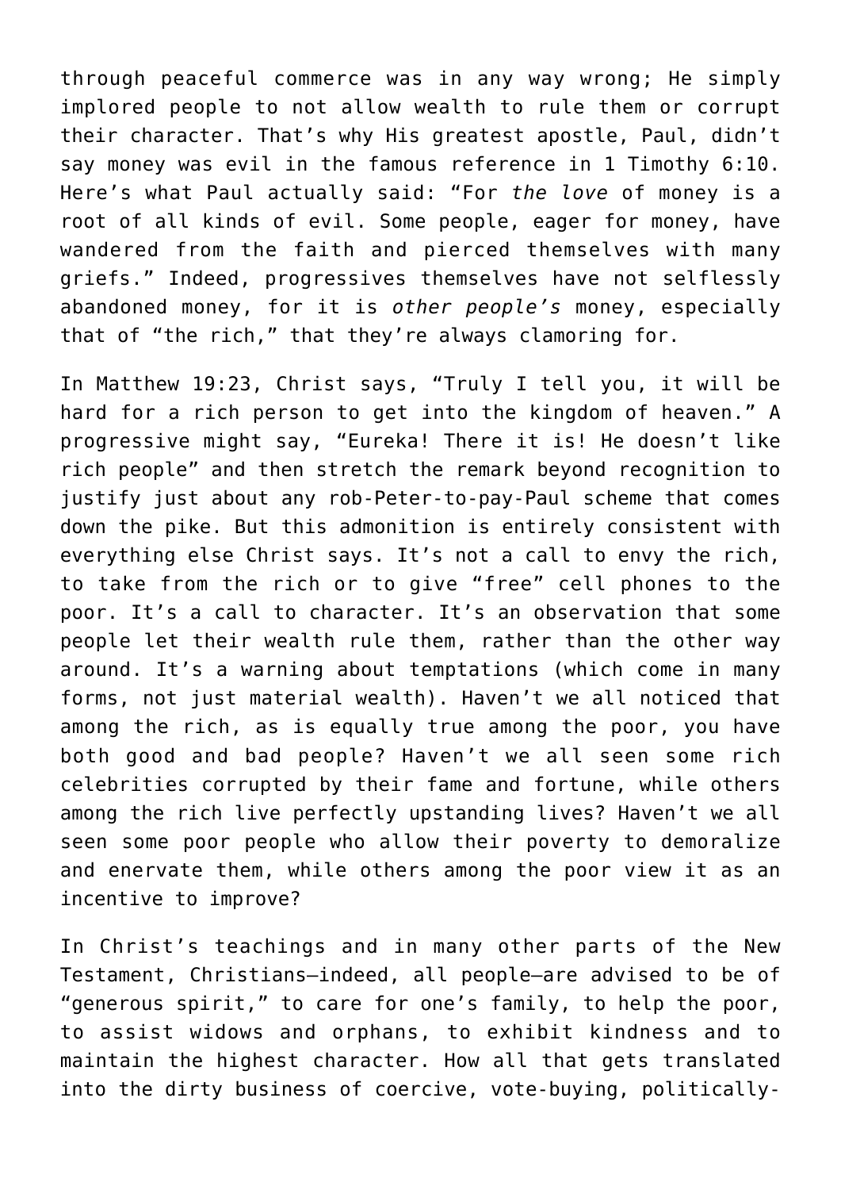through peaceful commerce was in any way wrong; He simply implored people to not allow wealth to rule them or corrupt their character. That's why His greatest apostle, Paul, didn't say money was evil in the famous reference in 1 Timothy 6:10. Here's what Paul actually said: "For *the love* of money is a root of all kinds of evil. Some people, eager for money, have wandered from the faith and pierced themselves with many griefs." Indeed, progressives themselves have not selflessly abandoned money, for it is *other people's* money, especially that of "the rich," that they're always clamoring for.

In Matthew 19:23, Christ says, "Truly I tell you, it will be hard for a rich person to get into the kingdom of heaven." A progressive might say, "Eureka! There it is! He doesn't like rich people" and then stretch the remark beyond recognition to justify just about any rob-Peter-to-pay-Paul scheme that comes down the pike. But this admonition is entirely consistent with everything else Christ says. It's not a call to envy the rich, to take from the rich or to give "free" cell phones to the poor. It's a call to character. It's an observation that some people let their wealth rule them, rather than the other way around. It's a warning about temptations (which come in many forms, not just material wealth). Haven't we all noticed that among the rich, as is equally true among the poor, you have both good and bad people? Haven't we all seen some rich celebrities corrupted by their fame and fortune, while others among the rich live perfectly upstanding lives? Haven't we all seen some poor people who allow their poverty to demoralize and enervate them, while others among the poor view it as an incentive to improve?

In Christ's teachings and in many other parts of the New Testament, Christians—indeed, all people—are advised to be of "generous spirit," to care for one's family, to help the poor, to assist widows and orphans, to exhibit kindness and to maintain the highest character. How all that gets translated into the dirty business of coercive, vote-buying, politically-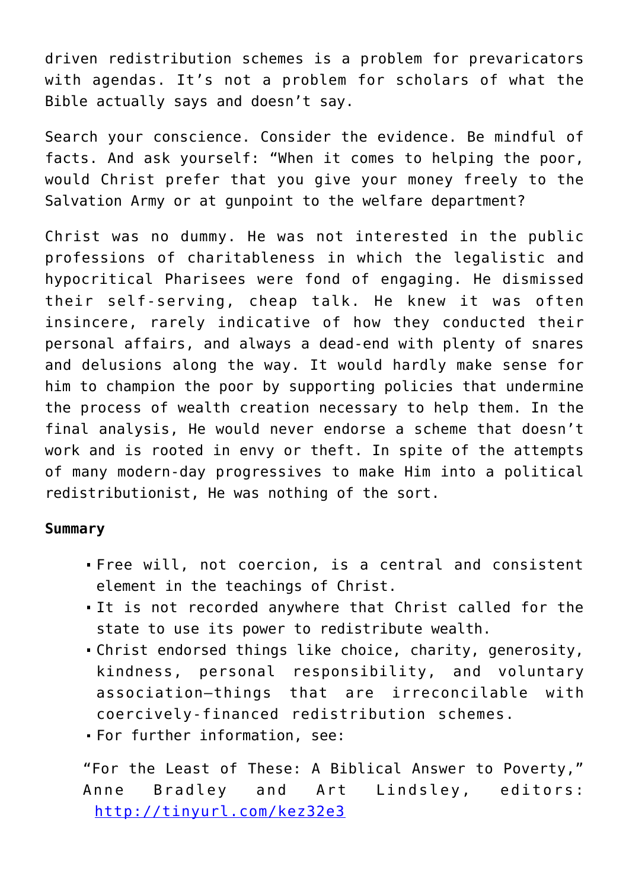driven redistribution schemes is a problem for prevaricators with agendas. It's not a problem for scholars of what the Bible actually says and doesn't say.

Search your conscience. Consider the evidence. Be mindful of facts. And ask yourself: "When it comes to helping the poor, would Christ prefer that you give your money freely to the Salvation Army or at gunpoint to the welfare department?

Christ was no dummy. He was not interested in the public professions of charitableness in which the legalistic and hypocritical Pharisees were fond of engaging. He dismissed their self-serving, cheap talk. He knew it was often insincere, rarely indicative of how they conducted their personal affairs, and always a dead-end with plenty of snares and delusions along the way. It would hardly make sense for him to champion the poor by supporting policies that undermine the process of wealth creation necessary to help them. In the final analysis, He would never endorse a scheme that doesn't work and is rooted in envy or theft. In spite of the attempts of many modern-day progressives to make Him into a political redistributionist, He was nothing of the sort.

**Summary**

- Free will, not coercion, is a central and consistent element in the teachings of Christ.
- It is not recorded anywhere that Christ called for the state to use its power to redistribute wealth.
- Christ endorsed things like choice, charity, generosity, kindness, personal responsibility, and voluntary association—things that are irreconcilable with coercively-financed redistribution schemes.
- For further information, see:

"For the Least of These: A Biblical Answer to Poverty," Anne Bradley and Art Lindsley, editors: http://tinyurl.com/kez32e3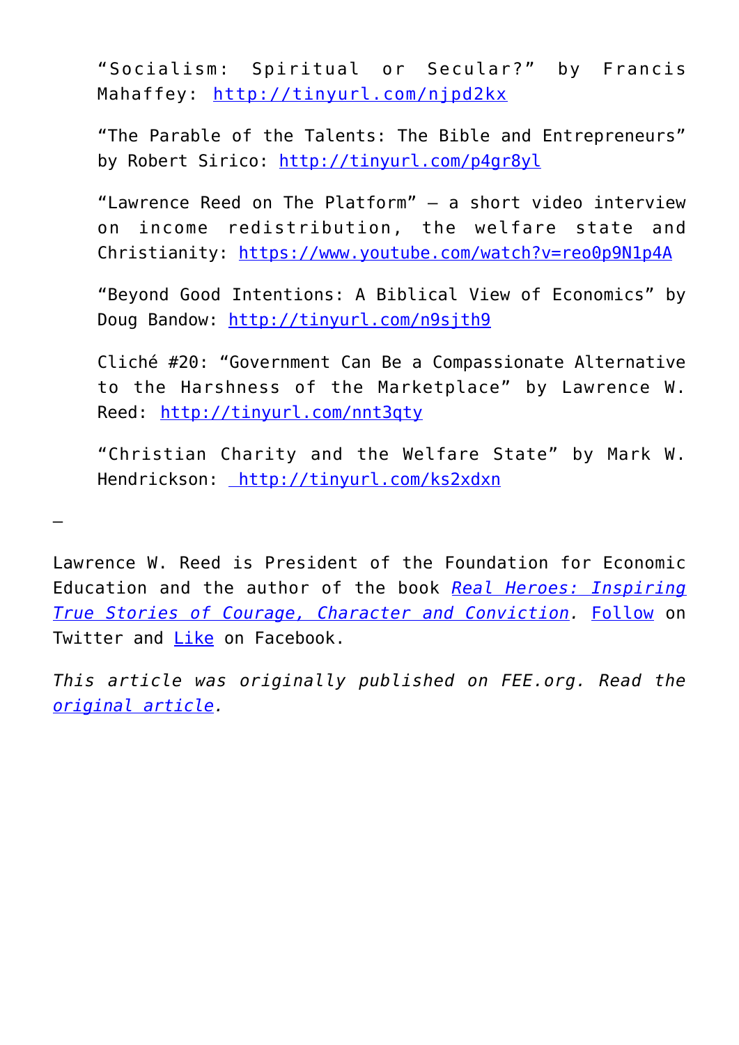"Socialism: Spiritual or Secular?" by Francis Mahaffey: [http://tinyurl.com/njpd2kx](http://tinyurl.com/njpd2kx)

"The Parable of the Talents: The Bible and Entrepreneurs" by Robert Sirico: [http://tinyurl.com/p4gr8yl](http://tinyurl.com/p4gr8yl)

"Lawrence Reed on The Platform" – a short video interview on income redistribution, the welfare state and Christianity: [https://www.youtube.com/watch?v=reo0p9N1p4A](https://www.youtube.com/watch?v=reo0p9N1p4A)

"Beyond Good Intentions: A Biblical View of Economics" by Doug Bandow: [http://tinyurl.com/n9sjth9](http://tinyurl.com/n9sjth9)

Cliché #20: "Government Can Be a Compassionate Alternative to the Harshness of the Marketplace" by Lawrence W. Reed: [http://tinyurl.com/nnt3qty](http://tinyurl.com/nnt3qty)

"Christian Charity and the Welfare State" by Mark W. Hendrickson: [http://tinyurl.com/ks2xdxn](http://tinyurl.com/ks2xdxn)

—

Lawrence W. Reed is President of the Foundation for Economic Education and the author of the book *Real Heroes: Inspiring True Stories of Courage, Character and Conviction*. Follow on Twitter and Like on Facebook.

*This article was originally published on FEE.org. Read the original article.*